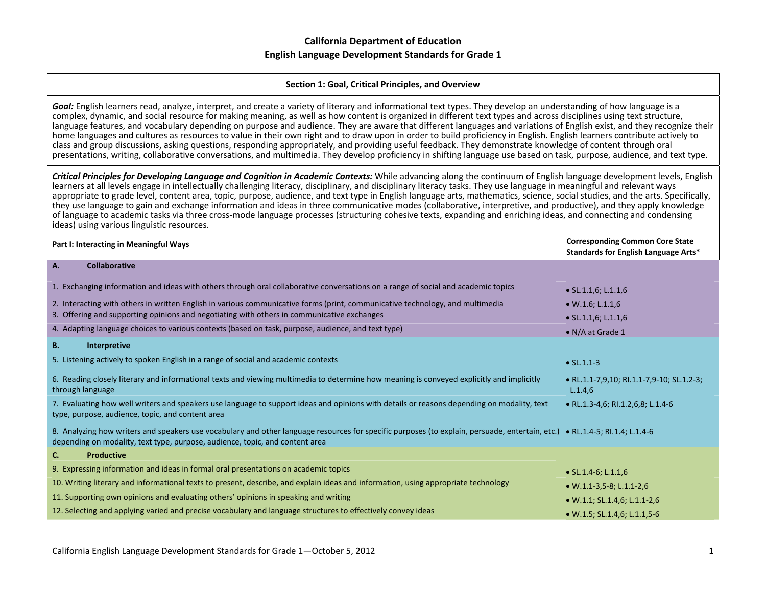# California Department of Education
## English Language Development Standards for Grade 1

### Section 1: Goal, Critical Principles, and Overview

***Goal:*** English learners read, analyze, interpret, and create a variety of literary and informational text types. They develop an understanding of how language is a complex, dynamic, and social resource for making meaning, as well as how content is organized in different text types and across disciplines using text structure, language features, and vocabulary depending on purpose and audience. They are aware that different languages and variations of English exist, and they recognize their home languages and cultures as resources to value in their own right and to draw upon in order to build proficiency in English. English learners contribute actively to class and group discussions, asking questions, responding appropriately, and providing useful feedback. They demonstrate knowledge of content through oral presentations, writing, collaborative conversations, and multimedia. They develop proficiency in shifting language use based on task, purpose, audience, and text type.

***Critical Principles for Developing Language and Cognition in Academic Contexts:*** While advancing along the continuum of English language development levels, English learners at all levels engage in intellectually challenging literacy, disciplinary, and disciplinary literacy tasks. They use language in meaningful and relevant ways appropriate to grade level, content area, topic, purpose, audience, and text type in English language arts, mathematics, science, social studies, and the arts. Specifically, they use language to gain and exchange information and ideas in three communicative modes (collaborative, interpretive, and productive), and they apply knowledge of language to academic tasks via three cross-mode language processes (structuring cohesive texts, expanding and enriching ideas, and connecting and condensing ideas) using various linguistic resources.

| **Part I: Interacting in Meaningful Ways** | **Corresponding Common Core State Standards for English Language Arts*** |
|---|---|
| **A. Collaborative** | |
| 1. Exchanging information and ideas with others through oral collaborative conversations on a range of social and academic topics | • SL.1.1,6; L.1.1,6 |
| 2. Interacting with others in written English in various communicative forms (print, communicative technology, and multimedia | • W.1.6; L.1.1,6 |
| 3. Offering and supporting opinions and negotiating with others in communicative exchanges | • SL.1.1,6; L.1.1,6 |
| 4. Adapting language choices to various contexts (based on task, purpose, audience, and text type) | • N/A at Grade 1 |
| **B. Interpretive** | |
| 5. Listening actively to spoken English in a range of social and academic contexts | • SL.1.1-3 |
| 6. Reading closely literary and informational texts and viewing multimedia to determine how meaning is conveyed explicitly and implicitly through language | • RL.1.1-7,9,10; RI.1.1-7,9-10; SL.1.2-3; L.1.4,6 |
| 7. Evaluating how well writers and speakers use language to support ideas and opinions with details or reasons depending on modality, text type, purpose, audience, topic, and content area | • RL.1.3-4,6; RI.1.2,6,8; L.1.4-6 |
| 8. Analyzing how writers and speakers use vocabulary and other language resources for specific purposes (to explain, persuade, entertain, etc.) depending on modality, text type, purpose, audience, topic, and content area | • RL.1.4-5; RI.1.4; L.1.4-6 |
| **C. Productive** | |
| 9. Expressing information and ideas in formal oral presentations on academic topics | • SL.1.4-6; L.1.1,6 |
| 10. Writing literary and informational texts to present, describe, and explain ideas and information, using appropriate technology | • W.1.1-3,5-8; L.1.1-2,6 |
| 11. Supporting own opinions and evaluating others' opinions in speaking and writing | • W.1.1; SL.1.4,6; L.1.1-2,6 |
| 12. Selecting and applying varied and precise vocabulary and language structures to effectively convey ideas | • W.1.5; SL.1.4,6; L.1.1,5-6 |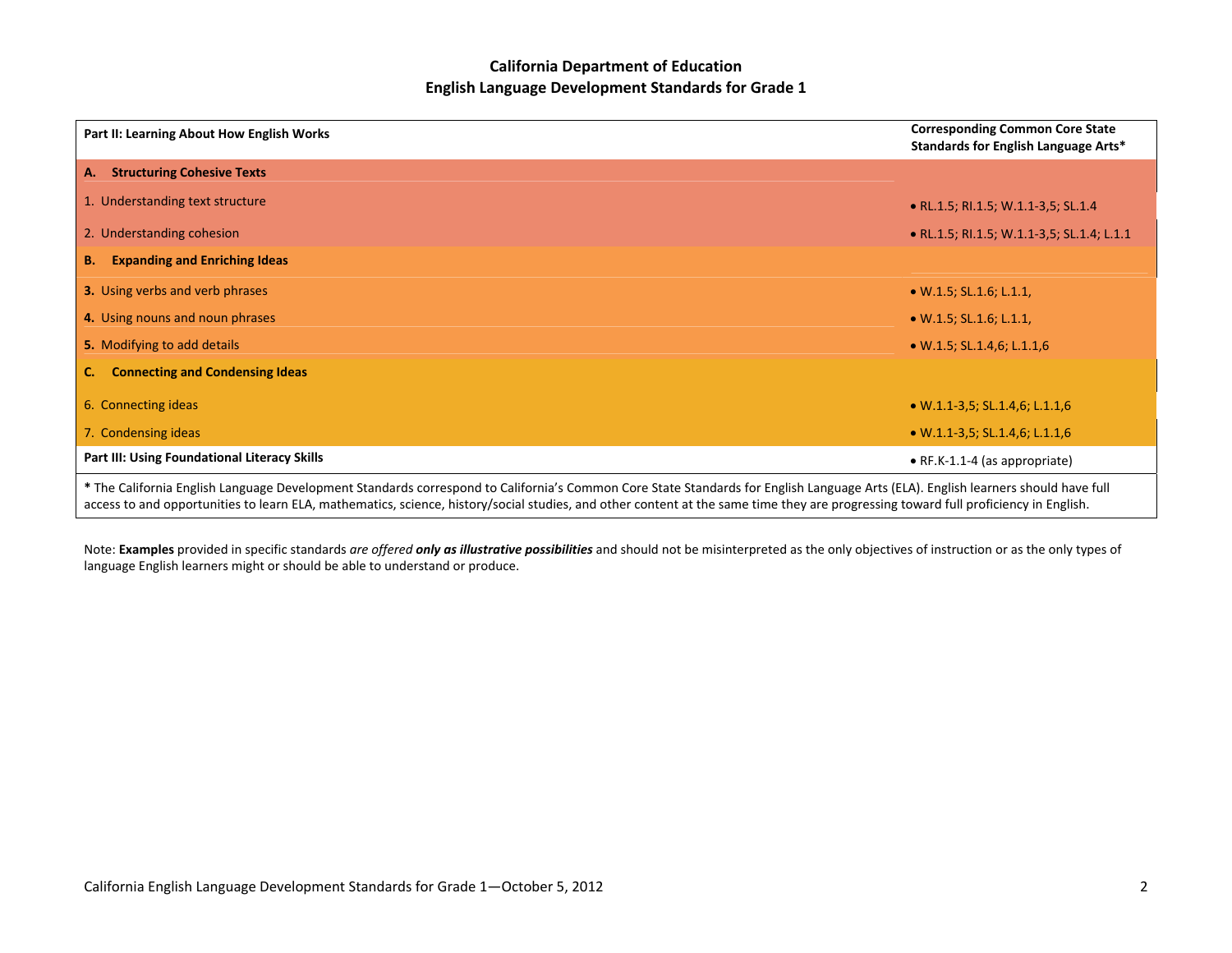**California Department of Education**
**English Language Development Standards for Grade 1**

| **Part II: Learning About How English Works** | **Corresponding Common Core State Standards for English Language Arts*** |
|---|---|
| **A. Structuring Cohesive Texts** | |
| 1. Understanding text structure | • RL.1.5; RI.1.5; W.1.1-3,5; SL.1.4 |
| 2. Understanding cohesion | • RL.1.5; RI.1.5; W.1.1-3,5; SL.1.4; L.1.1 |
| **B. Expanding and Enriching Ideas** | |
| **3.** Using verbs and verb phrases | • W.1.5; SL.1.6; L.1.1, |
| **4.** Using nouns and noun phrases | • W.1.5; SL.1.6; L.1.1, |
| **5.** Modifying to add details | • W.1.5; SL.1.4,6; L.1.1,6 |
| **C. Connecting and Condensing Ideas** | |
| 6. Connecting ideas | • W.1.1-3,5; SL.1.4,6; L.1.1,6 |
| 7. Condensing ideas | • W.1.1-3,5; SL.1.4,6; L.1.1,6 |
| **Part III: Using Foundational Literacy Skills** | • RF.K-1.1-4 (as appropriate) |

**\*** The California English Language Development Standards correspond to California's Common Core State Standards for English Language Arts (ELA). English learners should have full access to and opportunities to learn ELA, mathematics, science, history/social studies, and other content at the same time they are progressing toward full proficiency in English.

Note: **Examples** provided in specific standards *are offered **only as illustrative possibilities*** and should not be misinterpreted as the only objectives of instruction or as the only types of language English learners might or should be able to understand or produce.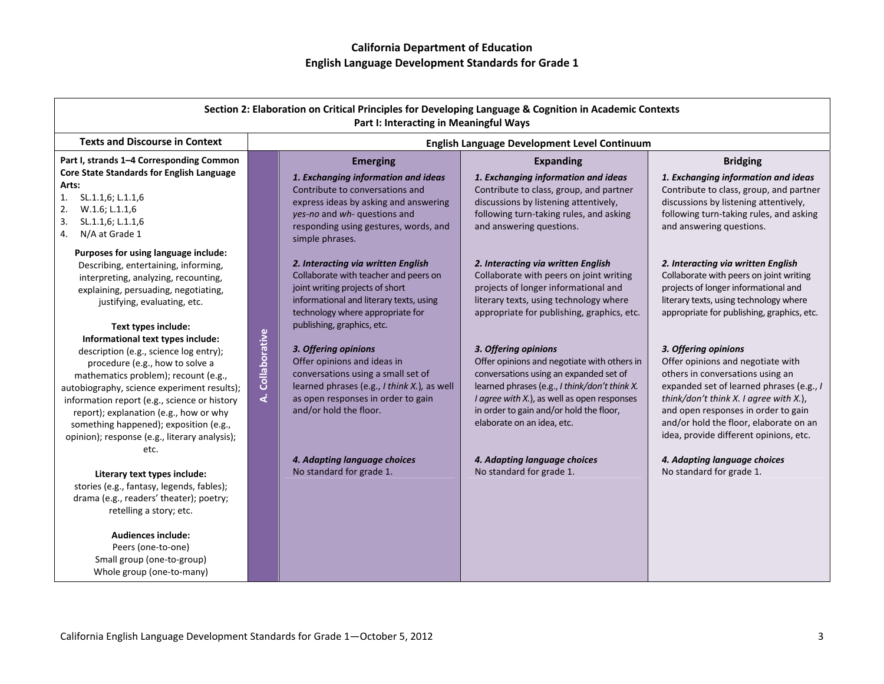# California Department of Education
## English Language Development Standards for Grade 1

### Section 2: Elaboration on Critical Principles for Developing Language & Cognition in Academic Contexts
### Part I: Interacting in Meaningful Ways

| Texts and Discourse in Context | | English Language Development Level Continuum | | |
|---|---|---|---|---|
| | | **Emerging** | **Expanding** | **Bridging** |
| **Part I, strands 1–4 Corresponding Common Core State Standards for English Language Arts:**<br>1. SL.1.1,6; L.1.1,6<br>2. W.1.6; L.1.1,6<br>3. SL.1.1,6; L.1.1,6<br>4. N/A at Grade 1<br><br>**Purposes for using language include:**<br>Describing, entertaining, informing, interpreting, analyzing, recounting, explaining, persuading, negotiating, justifying, evaluating, etc.<br><br>**Text types include:**<br>**Informational text types include:**<br>description (e.g., science log entry); procedure (e.g., how to solve a mathematics problem); recount (e.g., autobiography, science experiment results); information report (e.g., science or history report); explanation (e.g., how or why something happened); exposition (e.g., opinion); response (e.g., literary analysis); etc.<br><br>**Literary text types include:**<br>stories (e.g., fantasy, legends, fables); drama (e.g., readers' theater); poetry; retelling a story; etc.<br><br>**Audiences include:**<br>Peers (one-to-one)<br>Small group (one-to-group)<br>Whole group (one-to-many) | **A. Collaborative** | ***1. Exchanging information and ideas***<br>Contribute to conversations and express ideas by asking and answering *yes-no* and *wh-* questions and responding using gestures, words, and simple phrases.<br><br>***2. Interacting via written English***<br>Collaborate with teacher and peers on joint writing projects of short informational and literary texts, using technology where appropriate for publishing, graphics, etc.<br><br>***3. Offering opinions***<br>Offer opinions and ideas in conversations using a small set of learned phrases (e.g., *I think X.*), as well as open responses in order to gain and/or hold the floor.<br><br>***4. Adapting language choices***<br>No standard for grade 1. | ***1. Exchanging information and ideas***<br>Contribute to class, group, and partner discussions by listening attentively, following turn-taking rules, and asking and answering questions.<br><br>***2. Interacting via written English***<br>Collaborate with peers on joint writing projects of longer informational and literary texts, using technology where appropriate for publishing, graphics, etc.<br><br>***3. Offering opinions***<br>Offer opinions and negotiate with others in conversations using an expanded set of learned phrases (e.g., *I think/don't think X. I agree with X.*), as well as open responses in order to gain and/or hold the floor, elaborate on an idea, etc.<br><br>***4. Adapting language choices***<br>No standard for grade 1. | ***1. Exchanging information and ideas***<br>Contribute to class, group, and partner discussions by listening attentively, following turn-taking rules, and asking and answering questions.<br><br>***2. Interacting via written English***<br>Collaborate with peers on joint writing projects of longer informational and literary texts, using technology where appropriate for publishing, graphics, etc.<br><br>***3. Offering opinions***<br>Offer opinions and negotiate with others in conversations using an expanded set of learned phrases (e.g., *I think/don't think X. I agree with X.*), and open responses in order to gain and/or hold the floor, elaborate on an idea, provide different opinions, etc.<br><br>***4. Adapting language choices***<br>No standard for grade 1. |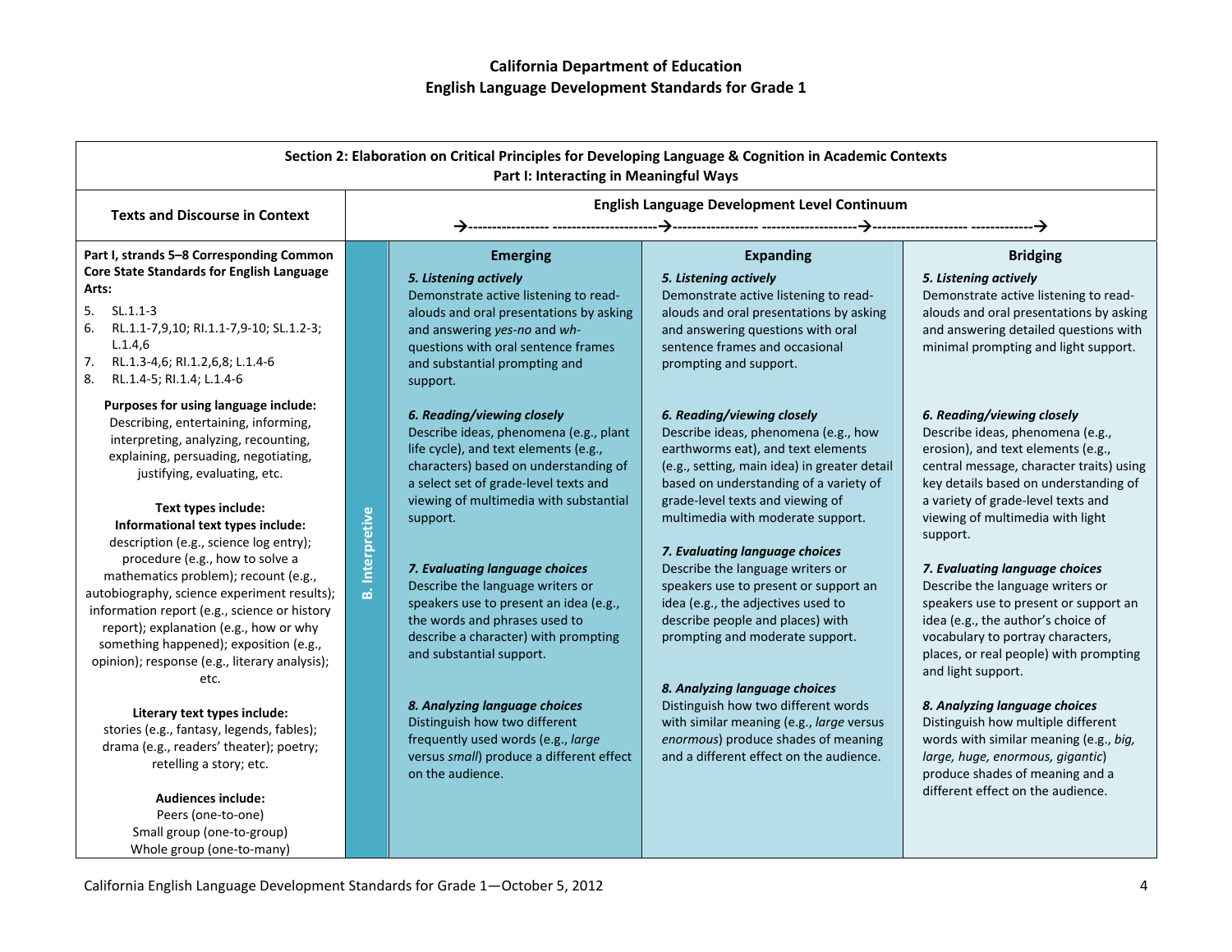# California Department of Education
## English Language Development Standards for Grade 1

| Section 2: Elaboration on Critical Principles for Developing Language & Cognition in Academic Contexts<br>Part I: Interacting in Meaningful Ways | | | | |
|---|---|---|---|---|
| **Texts and Discourse in Context** | | **English Language Development Level Continuum** | | |
| **Part I, strands 5–8 Corresponding Common Core State Standards for English Language Arts:**<br>5. SL.1.1-3<br>6. RL.1.1-7,9,10; RI.1.1-7,9-10; SL.1.2-3; L.1.4,6<br>7. RL.1.3-4,6; RI.1.2,6,8; L.1.4-6<br>8. RL.1.4-5; RI.1.4; L.1.4-6<br><br>**Purposes for using language include:** Describing, entertaining, informing, interpreting, analyzing, recounting, explaining, persuading, negotiating, justifying, evaluating, etc.<br><br>**Text types include:**<br>**Informational text types include:** description (e.g., science log entry); procedure (e.g., how to solve a mathematics problem); recount (e.g., autobiography, science experiment results); information report (e.g., science or history report); explanation (e.g., how or why something happened); exposition (e.g., opinion); response (e.g., literary analysis); etc.<br><br>**Literary text types include:** stories (e.g., fantasy, legends, fables); drama (e.g., readers' theater); poetry; retelling a story; etc.<br><br>**Audiences include:** Peers (one-to-one) Small group (one-to-group) Whole group (one-to-many) | **B. Interpretive** | **Emerging**<br><br>***5. Listening actively***<br>Demonstrate active listening to read-alouds and oral presentations by asking and answering *yes-no* and *wh-* questions with oral sentence frames and substantial prompting and support.<br><br>***6. Reading/viewing closely***<br>Describe ideas, phenomena (e.g., plant life cycle), and text elements (e.g., characters) based on understanding of a select set of grade-level texts and viewing of multimedia with substantial support.<br><br>***7. Evaluating language choices***<br>Describe the language writers or speakers use to present an idea (e.g., the words and phrases used to describe a character) with prompting and substantial support.<br><br>***8. Analyzing language choices***<br>Distinguish how two different frequently used words (e.g., *large* versus *small*) produce a different effect on the audience. | **Expanding**<br><br>***5. Listening actively***<br>Demonstrate active listening to read-alouds and oral presentations by asking and answering questions with oral sentence frames and occasional prompting and support.<br><br>***6. Reading/viewing closely***<br>Describe ideas, phenomena (e.g., how earthworms eat), and text elements (e.g., setting, main idea) in greater detail based on understanding of a variety of grade-level texts and viewing of multimedia with moderate support.<br><br>***7. Evaluating language choices***<br>Describe the language writers or speakers use to present or support an idea (e.g., the adjectives used to describe people and places) with prompting and moderate support.<br><br>***8. Analyzing language choices***<br>Distinguish how two different words with similar meaning (e.g., *large* versus *enormous*) produce shades of meaning and a different effect on the audience. | **Bridging**<br><br>***5. Listening actively***<br>Demonstrate active listening to read-alouds and oral presentations by asking and answering detailed questions with minimal prompting and light support.<br><br>***6. Reading/viewing closely***<br>Describe ideas, phenomena (e.g., erosion), and text elements (e.g., central message, character traits) using key details based on understanding of a variety of grade-level texts and viewing of multimedia with light support.<br><br>***7. Evaluating language choices***<br>Describe the language writers or speakers use to present or support an idea (e.g., the author's choice of vocabulary to portray characters, places, or real people) with prompting and light support.<br><br>***8. Analyzing language choices***<br>Distinguish how multiple different words with similar meaning (e.g., *big, large, huge, enormous, gigantic*) produce shades of meaning and a different effect on the audience. |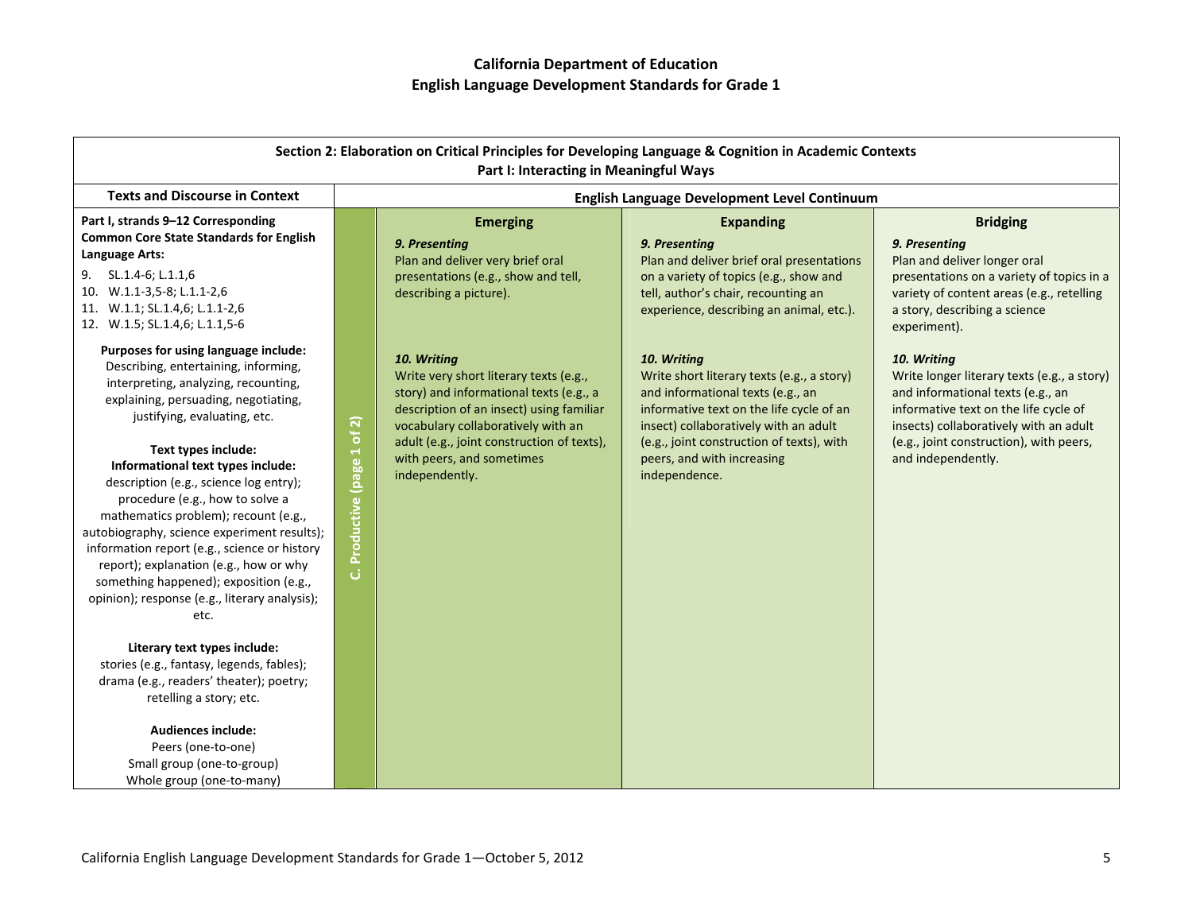# California Department of Education
# English Language Development Standards for Grade 1

## Section 2: Elaboration on Critical Principles for Developing Language & Cognition in Academic Contexts
### Part I: Interacting in Meaningful Ways

| Texts and Discourse in Context | | English Language Development Level Continuum | | |
|---|---|---|---|---|
| | | **Emerging** | **Expanding** | **Bridging** |
| **Part I, strands 9–12 Corresponding Common Core State Standards for English Language Arts:**<br>9. SL.1.4-6; L.1.1,6<br>10. W.1.1-3,5-8; L.1.1-2,6<br>11. W.1.1; SL.1.4,6; L.1.1-2,6<br>12. W.1.5; SL.1.4,6; L.1.1,5-6<br><br>**Purposes for using language include:**<br>Describing, entertaining, informing, interpreting, analyzing, recounting, explaining, persuading, negotiating, justifying, evaluating, etc.<br><br>**Text types include:**<br>**Informational text types include:**<br>description (e.g., science log entry); procedure (e.g., how to solve a mathematics problem); recount (e.g., autobiography, science experiment results); information report (e.g., science or history report); explanation (e.g., how or why something happened); exposition (e.g., opinion); response (e.g., literary analysis); etc.<br><br>**Literary text types include:**<br>stories (e.g., fantasy, legends, fables); drama (e.g., readers' theater); poetry; retelling a story; etc.<br><br>**Audiences include:**<br>Peers (one-to-one)<br>Small group (one-to-group)<br>Whole group (one-to-many) | **C. Productive (page 1 of 2)** | ***9. Presenting***<br>Plan and deliver very brief oral presentations (e.g., show and tell, describing a picture).<br><br>***10. Writing***<br>Write very short literary texts (e.g., story) and informational texts (e.g., a description of an insect) using familiar vocabulary collaboratively with an adult (e.g., joint construction of texts), with peers, and sometimes independently. | ***9. Presenting***<br>Plan and deliver brief oral presentations on a variety of topics (e.g., show and tell, author's chair, recounting an experience, describing an animal, etc.).<br><br>***10. Writing***<br>Write short literary texts (e.g., a story) and informational texts (e.g., an informative text on the life cycle of an insect) collaboratively with an adult (e.g., joint construction of texts), with peers, and with increasing independence. | ***9. Presenting***<br>Plan and deliver longer oral presentations on a variety of topics in a variety of content areas (e.g., retelling a story, describing a science experiment).<br><br>***10. Writing***<br>Write longer literary texts (e.g., a story) and informational texts (e.g., an informative text on the life cycle of insects) collaboratively with an adult (e.g., joint construction), with peers, and independently. |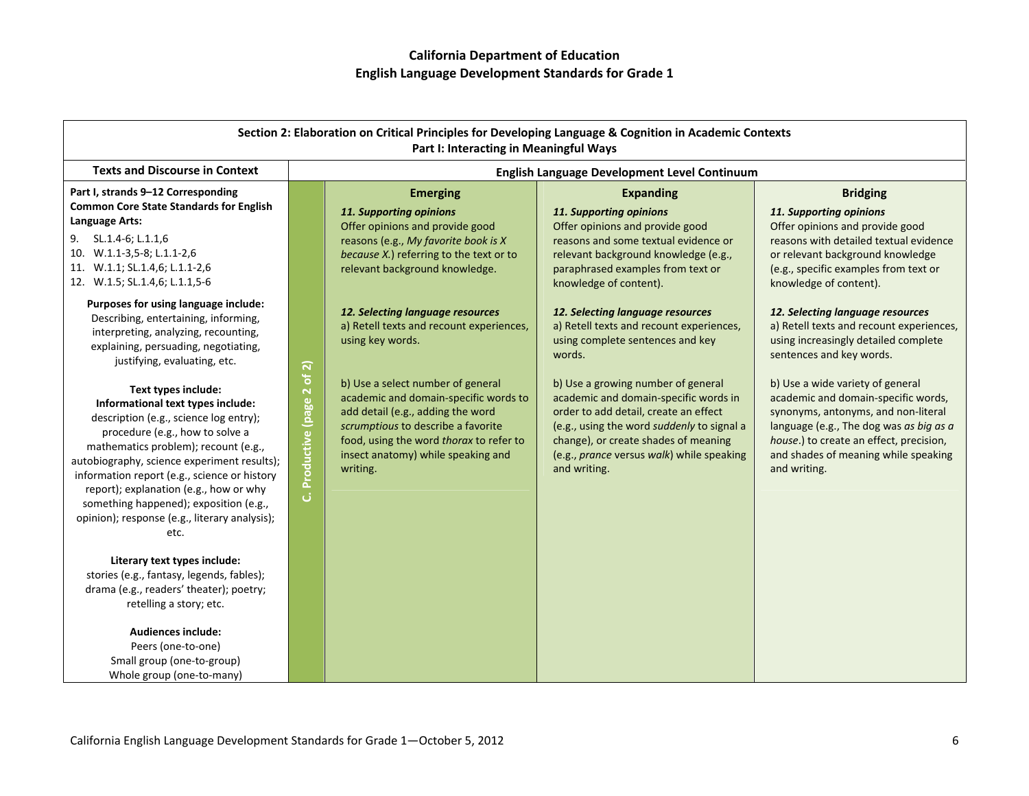# California Department of Education
## English Language Development Standards for Grade 1

### Section 2: Elaboration on Critical Principles for Developing Language & Cognition in Academic Contexts
### Part I: Interacting in Meaningful Ways

| Texts and Discourse in Context | | English Language Development Level Continuum | | |
|---|---|---|---|---|
| | | **Emerging** | **Expanding** | **Bridging** |
| **Part I, strands 9–12 Corresponding Common Core State Standards for English Language Arts:**<br>9. SL.1.4-6; L.1.1,6<br>10. W.1.1-3,5-8; L.1.1-2,6<br>11. W.1.1; SL.1.4,6; L.1.1-2,6<br>12. W.1.5; SL.1.4,6; L.1.1,5-6<br><br>**Purposes for using language include:** Describing, entertaining, informing, interpreting, analyzing, recounting, explaining, persuading, negotiating, justifying, evaluating, etc.<br><br>**Text types include:**<br>**Informational text types include:** description (e.g., science log entry); procedure (e.g., how to solve a mathematics problem); recount (e.g., autobiography, science experiment results); information report (e.g., science or history report); explanation (e.g., how or why something happened); exposition (e.g., opinion); response (e.g., literary analysis); etc.<br><br>**Literary text types include:** stories (e.g., fantasy, legends, fables); drama (e.g., readers' theater); poetry; retelling a story; etc.<br><br>**Audiences include:**<br>Peers (one-to-one)<br>Small group (one-to-group)<br>Whole group (one-to-many) | **C. Productive (page 2 of 2)** | ***11. Supporting opinions***<br>Offer opinions and provide good reasons (e.g., *My favorite book is X because X.*) referring to the text or to relevant background knowledge.<br><br>***12. Selecting language resources***<br>a) Retell texts and recount experiences, using key words.<br><br>b) Use a select number of general academic and domain-specific words to add detail (e.g., adding the word *scrumptious* to describe a favorite food, using the word *thorax* to refer to insect anatomy) while speaking and writing. | ***11. Supporting opinions***<br>Offer opinions and provide good reasons and some textual evidence or relevant background knowledge (e.g., paraphrased examples from text or knowledge of content).<br><br>***12. Selecting language resources***<br>a) Retell texts and recount experiences, using complete sentences and key words.<br><br>b) Use a growing number of general academic and domain-specific words in order to add detail, create an effect (e.g., using the word *suddenly* to signal a change), or create shades of meaning (e.g., *prance* versus *walk*) while speaking and writing. | ***11. Supporting opinions***<br>Offer opinions and provide good reasons with detailed textual evidence or relevant background knowledge (e.g., specific examples from text or knowledge of content).<br><br>***12. Selecting language resources***<br>a) Retell texts and recount experiences, using increasingly detailed complete sentences and key words.<br><br>b) Use a wide variety of general academic and domain-specific words, synonyms, antonyms, and non-literal language (e.g., The dog was *as big as a house*.) to create an effect, precision, and shades of meaning while speaking and writing. |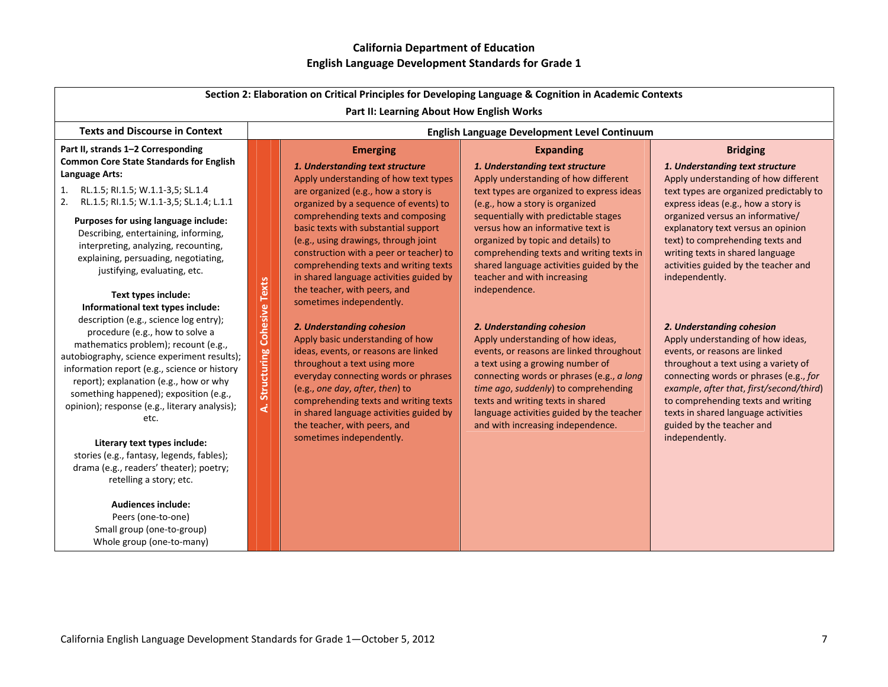# California Department of Education
## English Language Development Standards for Grade 1

| Section 2: Elaboration on Critical Principles for Developing Language & Cognition in Academic Contexts<br>Part II: Learning About How English Works | | | | |
|---|---|---|---|---|
| **Texts and Discourse in Context** | **English Language Development Level Continuum** | | | |
| | | **Emerging** | **Expanding** | **Bridging** |
| **Part II, strands 1–2 Corresponding Common Core State Standards for English Language Arts:**<br>1. RL.1.5; RI.1.5; W.1.1-3,5; SL.1.4<br>2. RL.1.5; RI.1.5; W.1.1-3,5; SL.1.4; L.1.1<br><br>**Purposes for using language include:** Describing, entertaining, informing, interpreting, analyzing, recounting, explaining, persuading, negotiating, justifying, evaluating, etc.<br><br>**Text types include:**<br>**Informational text types include:** description (e.g., science log entry); procedure (e.g., how to solve a mathematics problem); recount (e.g., autobiography, science experiment results); information report (e.g., science or history report); explanation (e.g., how or why something happened); exposition (e.g., opinion); response (e.g., literary analysis); etc.<br><br>**Literary text types include:** stories (e.g., fantasy, legends, fables); drama (e.g., readers' theater); poetry; retelling a story; etc.<br><br>**Audiences include:**<br>Peers (one-to-one)<br>Small group (one-to-group)<br>Whole group (one-to-many) | **A. Structuring Cohesive Texts** | ***1. Understanding text structure***<br>Apply understanding of how text types are organized (e.g., how a story is organized by a sequence of events) to comprehending texts and composing basic texts with substantial support (e.g., using drawings, through joint construction with a peer or teacher) to comprehending texts and writing texts in shared language activities guided by the teacher, with peers, and sometimes independently.<br><br>***2. Understanding cohesion***<br>Apply basic understanding of how ideas, events, or reasons are linked throughout a text using more everyday connecting words or phrases (e.g., *one day*, *after*, *then*) to comprehending texts and writing texts in shared language activities guided by the teacher, with peers, and sometimes independently. | ***1. Understanding text structure***<br>Apply understanding of how different text types are organized to express ideas (e.g., how a story is organized sequentially with predictable stages versus how an informative text is organized by topic and details) to comprehending texts and writing texts in shared language activities guided by the teacher and with increasing independence.<br><br>***2. Understanding cohesion***<br>Apply understanding of how ideas, events, or reasons are linked throughout a text using a growing number of connecting words or phrases (e.g., *a long time ago*, *suddenly*) to comprehending texts and writing texts in shared language activities guided by the teacher and with increasing independence. | ***1. Understanding text structure***<br>Apply understanding of how different text types are organized predictably to express ideas (e.g., how a story is organized versus an informative/ explanatory text versus an opinion text) to comprehending texts and writing texts in shared language activities guided by the teacher and independently.<br><br>***2. Understanding cohesion***<br>Apply understanding of how ideas, events, or reasons are linked throughout a text using a variety of connecting words or phrases (e.g., *for example*, *after that*, *first/second/third*) to comprehending texts and writing texts in shared language activities guided by the teacher and independently. |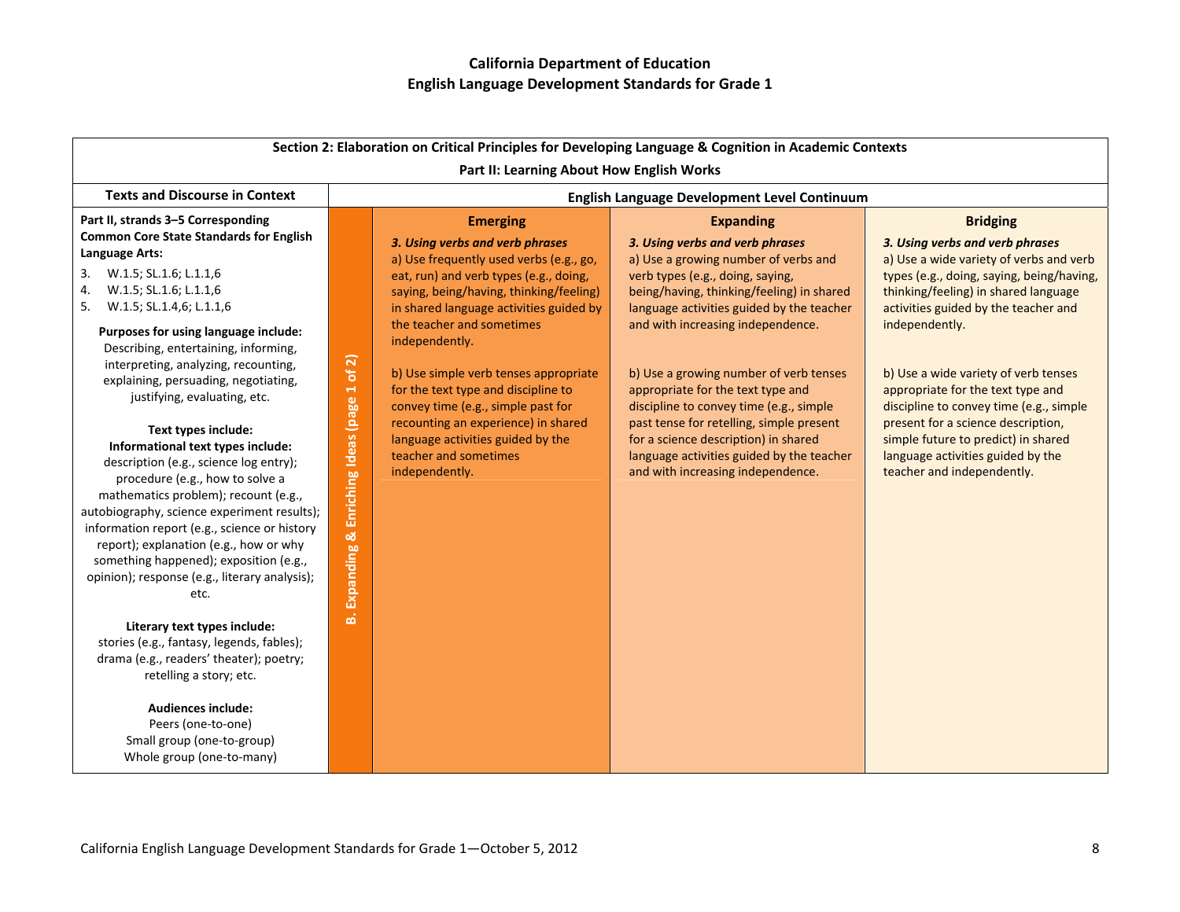# California Department of Education
## English Language Development Standards for Grade 1

| Section 2: Elaboration on Critical Principles for Developing Language & Cognition in Academic Contexts<br>Part II: Learning About How English Works | | | | |
|---|---|---|---|---|
| **Texts and Discourse in Context** | **English Language Development Level Continuum** | | | |
| | | **Emerging** | **Expanding** | **Bridging** |
| **Part II, strands 3–5 Corresponding Common Core State Standards for English Language Arts:**<br>3. W.1.5; SL.1.6; L.1.1,6<br>4. W.1.5; SL.1.6; L.1.1,6<br>5. W.1.5; SL.1.4,6; L.1.1,6<br><br>**Purposes for using language include:** Describing, entertaining, informing, interpreting, analyzing, recounting, explaining, persuading, negotiating, justifying, evaluating, etc.<br><br>**Text types include:**<br>**Informational text types include:** description (e.g., science log entry); procedure (e.g., how to solve a mathematics problem); recount (e.g., autobiography, science experiment results); information report (e.g., science or history report); explanation (e.g., how or why something happened); exposition (e.g., opinion); response (e.g., literary analysis); etc.<br><br>**Literary text types include:** stories (e.g., fantasy, legends, fables); drama (e.g., readers' theater); poetry; retelling a story; etc.<br><br>**Audiences include:**<br>Peers (one-to-one)<br>Small group (one-to-group)<br>Whole group (one-to-many) | **B. Expanding & Enriching Ideas (page 1 of 2)** | ***3. Using verbs and verb phrases***<br>a) Use frequently used verbs (e.g., go, eat, run) and verb types (e.g., doing, saying, being/having, thinking/feeling) in shared language activities guided by the teacher and sometimes independently.<br><br>b) Use simple verb tenses appropriate for the text type and discipline to convey time (e.g., simple past for recounting an experience) in shared language activities guided by the teacher and sometimes independently. | ***3. Using verbs and verb phrases***<br>a) Use a growing number of verbs and verb types (e.g., doing, saying, being/having, thinking/feeling) in shared language activities guided by the teacher and with increasing independence.<br><br>b) Use a growing number of verb tenses appropriate for the text type and discipline to convey time (e.g., simple past tense for retelling, simple present for a science description) in shared language activities guided by the teacher and with increasing independence. | ***3. Using verbs and verb phrases***<br>a) Use a wide variety of verbs and verb types (e.g., doing, saying, being/having, thinking/feeling) in shared language activities guided by the teacher and independently.<br><br>b) Use a wide variety of verb tenses appropriate for the text type and discipline to convey time (e.g., simple present for a science description, simple future to predict) in shared language activities guided by the teacher and independently. |

California English Language Development Standards for Grade 1—October 5, 2012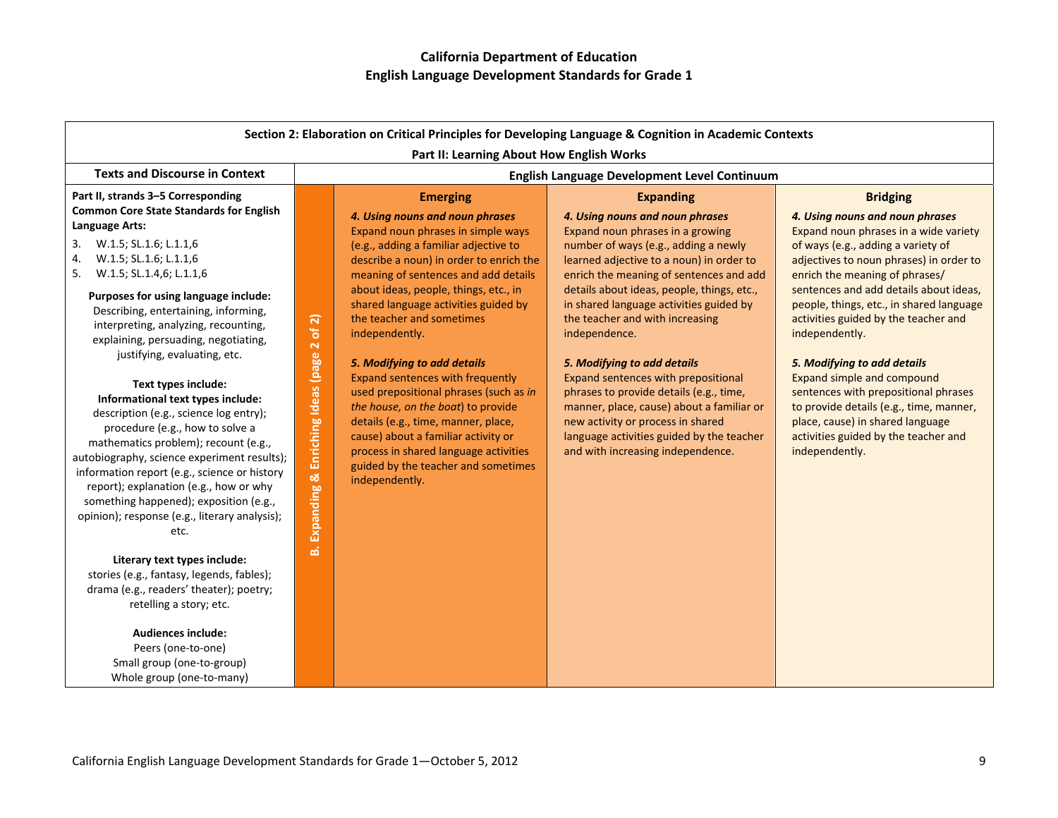# California Department of Education
## English Language Development Standards for Grade 1

| Section 2: Elaboration on Critical Principles for Developing Language & Cognition in Academic Contexts | | | | |
|---|---|---|---|---|
| **Part II: Learning About How English Works** | | | | |
| **Texts and Discourse in Context** | **English Language Development Level Continuum** | | | |
| | | **Emerging** | **Expanding** | **Bridging** |
| **Part II, strands 3–5 Corresponding Common Core State Standards for English Language Arts:**<br>3. W.1.5; SL.1.6; L.1.1,6<br>4. W.1.5; SL.1.6; L.1.1,6<br>5. W.1.5; SL.1.4,6; L.1.1,6<br><br>**Purposes for using language include:** Describing, entertaining, informing, interpreting, analyzing, recounting, explaining, persuading, negotiating, justifying, evaluating, etc.<br><br>**Text types include:**<br>**Informational text types include:** description (e.g., science log entry); procedure (e.g., how to solve a mathematics problem); recount (e.g., autobiography, science experiment results); information report (e.g., science or history report); explanation (e.g., how or why something happened); exposition (e.g., opinion); response (e.g., literary analysis); etc.<br><br>**Literary text types include:** stories (e.g., fantasy, legends, fables); drama (e.g., readers' theater); poetry; retelling a story; etc.<br><br>**Audiences include:**<br>Peers (one-to-one)<br>Small group (one-to-group)<br>Whole group (one-to-many) | **B. Expanding & Enriching Ideas (page 2 of 2)** | ***4. Using nouns and noun phrases***<br>Expand noun phrases in simple ways (e.g., adding a familiar adjective to describe a noun) in order to enrich the meaning of sentences and add details about ideas, people, things, etc., in shared language activities guided by the teacher and sometimes independently.<br><br>***5. Modifying to add details***<br>Expand sentences with frequently used prepositional phrases (such as *in the house, on the boat*) to provide details (e.g., time, manner, place, cause) about a familiar activity or process in shared language activities guided by the teacher and sometimes independently. | ***4. Using nouns and noun phrases***<br>Expand noun phrases in a growing number of ways (e.g., adding a newly learned adjective to a noun) in order to enrich the meaning of sentences and add details about ideas, people, things, etc., in shared language activities guided by the teacher and with increasing independence.<br><br>***5. Modifying to add details***<br>Expand sentences with prepositional phrases to provide details (e.g., time, manner, place, cause) about a familiar or new activity or process in shared language activities guided by the teacher and with increasing independence. | ***4. Using nouns and noun phrases***<br>Expand noun phrases in a wide variety of ways (e.g., adding a variety of adjectives to noun phrases) in order to enrich the meaning of phrases/ sentences and add details about ideas, people, things, etc., in shared language activities guided by the teacher and independently.<br><br>***5. Modifying to add details***<br>Expand simple and compound sentences with prepositional phrases to provide details (e.g., time, manner, place, cause) in shared language activities guided by the teacher and independently. |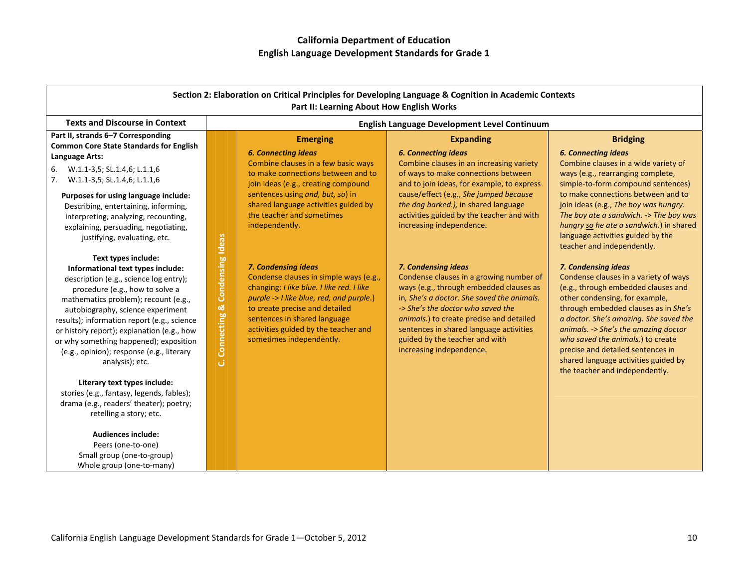# California Department of Education
# English Language Development Standards for Grade 1

## Section 2: Elaboration on Critical Principles for Developing Language & Cognition in Academic Contexts
### Part II: Learning About How English Works

| Texts and Discourse in Context | | English Language Development Level Continuum | | |
|---|---|---|---|---|
| | | **Emerging** | **Expanding** | **Bridging** |
| **Part II, strands 6–7 Corresponding Common Core State Standards for English Language Arts:**<br>6. W.1.1-3,5; SL.1.4,6; L.1.1,6<br>7. W.1.1-3,5; SL.1.4,6; L.1.1,6<br><br>**Purposes for using language include:** Describing, entertaining, informing, interpreting, analyzing, recounting, explaining, persuading, negotiating, justifying, evaluating, etc.<br><br>**Text types include:**<br>**Informational text types include:** description (e.g., science log entry); procedure (e.g., how to solve a mathematics problem); recount (e.g., autobiography, science experiment results); information report (e.g., science or history report); explanation (e.g., how or why something happened); exposition (e.g., opinion); response (e.g., literary analysis); etc.<br><br>**Literary text types include:** stories (e.g., fantasy, legends, fables); drama (e.g., readers' theater); poetry; retelling a story; etc.<br><br>**Audiences include:**<br>Peers (one-to-one)<br>Small group (one-to-group)<br>Whole group (one-to-many) | **C. Connecting & Condensing Ideas** | ***6. Connecting ideas***<br>Combine clauses in a few basic ways to make connections between and to join ideas (e.g., creating compound sentences using *and, but, so*) in shared language activities guided by the teacher and sometimes independently.<br><br>***7. Condensing ideas***<br>Condense clauses in simple ways (e.g., changing: *I like blue. I like red. I like purple -> I like blue, red, and purple*.) to create precise and detailed sentences in shared language activities guided by the teacher and sometimes independently. | ***6. Connecting ideas***<br>Combine clauses in an increasing variety of ways to make connections between and to join ideas, for example, to express cause/effect (e.g., *She jumped because the dog barked.),* in shared language activities guided by the teacher and with increasing independence.<br><br>***7. Condensing ideas***<br>Condense clauses in a growing number of ways (e.g., through embedded clauses as in*, She's a doctor. She saved the animals. -> She's the doctor who saved the animals.*) to create precise and detailed sentences in shared language activities guided by the teacher and with increasing independence. | ***6. Connecting ideas***<br>Combine clauses in a wide variety of ways (e.g., rearranging complete, simple-to-form compound sentences) to make connections between and to join ideas (e.g., *The boy was hungry. The boy ate a sandwich. -> The boy was hungry <u>so</u> he ate a sandwich.*) in shared language activities guided by the teacher and independently.<br><br>***7. Condensing ideas***<br>Condense clauses in a variety of ways (e.g., through embedded clauses and other condensing, for example, through embedded clauses as in *She's a doctor. She's amazing. She saved the animals. -> She's the amazing doctor who saved the animals.*) to create precise and detailed sentences in shared language activities guided by the teacher and independently. |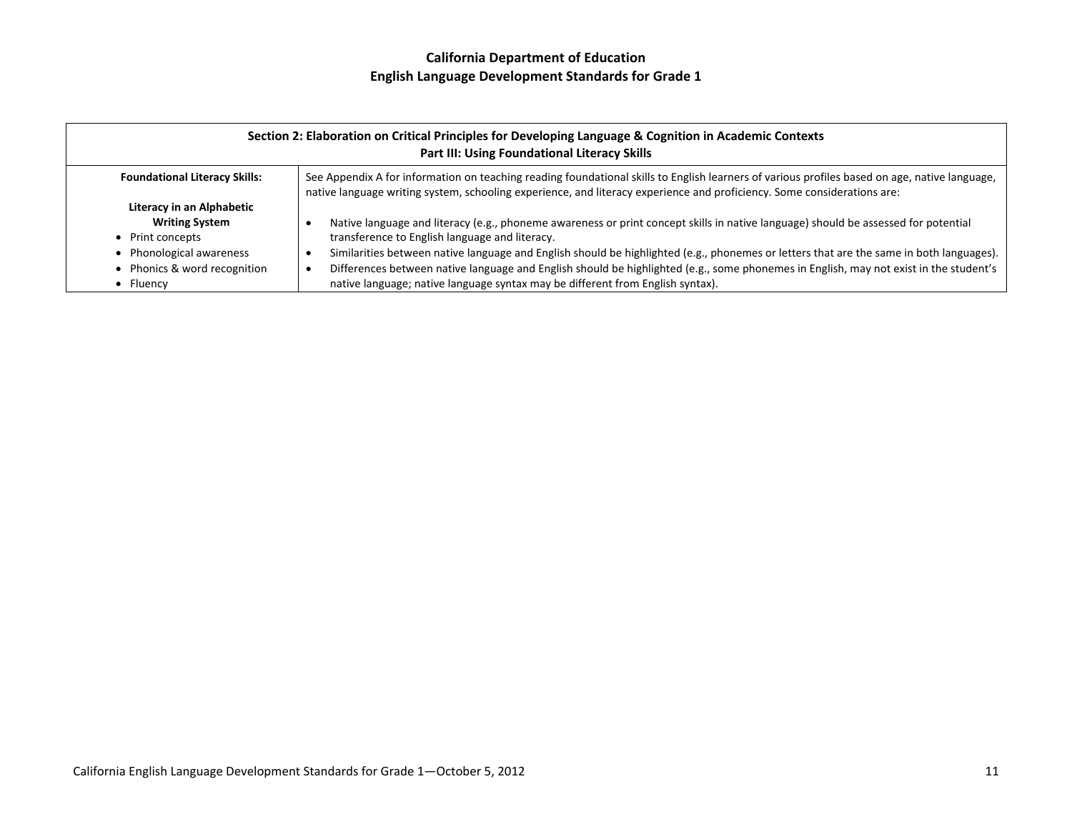# California Department of Education
## English Language Development Standards for Grade 1

| Section 2: Elaboration on Critical Principles for Developing Language & Cognition in Academic Contexts<br>Part III: Using Foundational Literacy Skills | |
|---|---|
| **Foundational Literacy Skills:**<br><br>**Literacy in an Alphabetic Writing System**<br>• Print concepts<br>• Phonological awareness<br>• Phonics & word recognition<br>• Fluency | See Appendix A for information on teaching reading foundational skills to English learners of various profiles based on age, native language, native language writing system, schooling experience, and literacy experience and proficiency. Some considerations are:<br><br>• Native language and literacy (e.g., phoneme awareness or print concept skills in native language) should be assessed for potential transference to English language and literacy.<br>• Similarities between native language and English should be highlighted (e.g., phonemes or letters that are the same in both languages).<br>• Differences between native language and English should be highlighted (e.g., some phonemes in English, may not exist in the student's native language; native language syntax may be different from English syntax). |